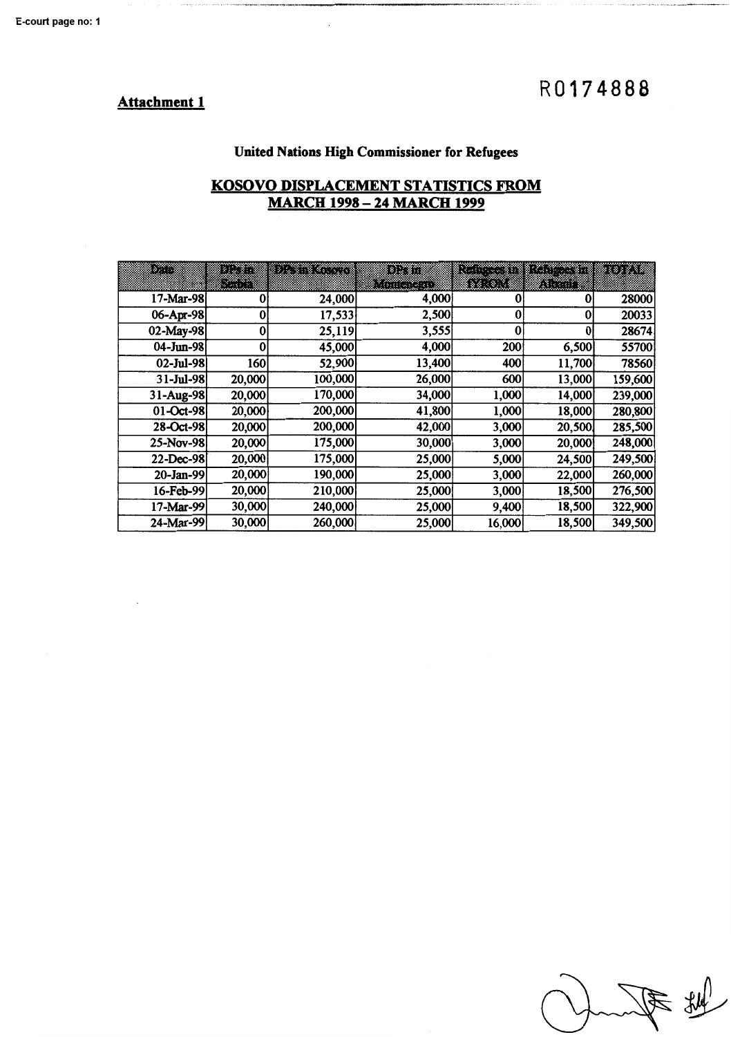E-court page no: 1

**Attachment 1**

R0174888

**United Nations High Commissioner for Refugees**

## KOSOVO DISPLACEMENT STATISTICS FROM MARCH 1998 – 24 MARCH 1999

| Date | DPs in Serbia | DPs in Kosovo | DPs in Montenegro | Refugees in fYROM | Refugees in Albania | TOTAL |
|---|---|---|---|---|---|---|
| 17-Mar-98 | 0 | 24,000 | 4,000 | 0 | 0 | 28000 |
| 06-Apr-98 | 0 | 17,533 | 2,500 | 0 | 0 | 20033 |
| 02-May-98 | 0 | 25,119 | 3,555 | 0 | 0 | 28674 |
| 04-Jun-98 | 0 | 45,000 | 4,000 | 200 | 6,500 | 55700 |
| 02-Jul-98 | 160 | 52,900 | 13,400 | 400 | 11,700 | 78560 |
| 31-Jul-98 | 20,000 | 100,000 | 26,000 | 600 | 13,000 | 159,600 |
| 31-Aug-98 | 20,000 | 170,000 | 34,000 | 1,000 | 14,000 | 239,000 |
| 01-Oct-98 | 20,000 | 200,000 | 41,800 | 1,000 | 18,000 | 280,800 |
| 28-Oct-98 | 20,000 | 200,000 | 42,000 | 3,000 | 20,500 | 285,500 |
| 25-Nov-98 | 20,000 | 175,000 | 30,000 | 3,000 | 20,000 | 248,000 |
| 22-Dec-98 | 20,000 | 175,000 | 25,000 | 5,000 | 24,500 | 249,500 |
| 20-Jan-99 | 20,000 | 190,000 | 25,000 | 3,000 | 22,000 | 260,000 |
| 16-Feb-99 | 20,000 | 210,000 | 25,000 | 3,000 | 18,500 | 276,500 |
| 17-Mar-99 | 30,000 | 240,000 | 25,000 | 9,400 | 18,500 | 322,900 |
| 24-Mar-99 | 30,000 | 260,000 | 25,000 | 16,000 | 18,500 | 349,500 |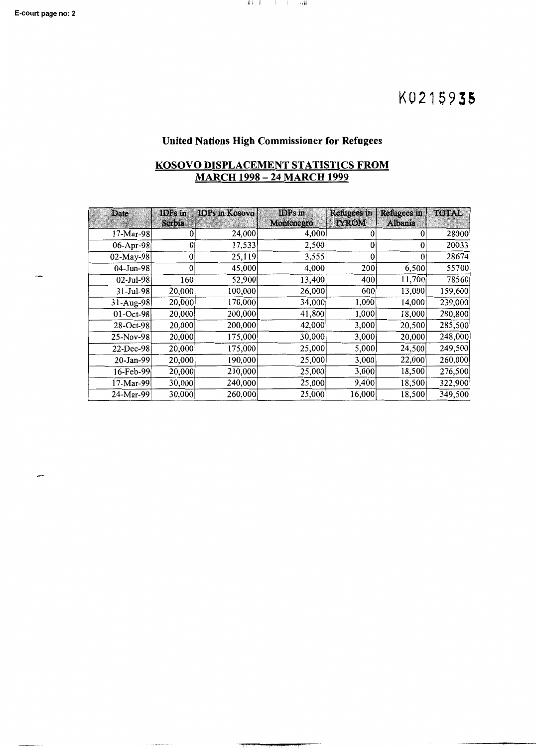K0215935

## United Nations High Commissioner for Refugees

### KOSOVO DISPLACEMENT STATISTICS FROM MARCH 1998 – 24 MARCH 1999

| Date | IDPs in Serbia | IDPs in Kosovo | IDPs in Montenegro | Refugees in fYROM | Refugees in Albania | TOTAL |
|---|---|---|---|---|---|---|
| 17-Mar-98 | 0 | 24,000 | 4,000 | 0 | 0 | 28000 |
| 06-Apr-98 | 0 | 17,533 | 2,500 | 0 | 0 | 20033 |
| 02-May-98 | 0 | 25,119 | 3,555 | 0 | 0 | 28674 |
| 04-Jun-98 | 0 | 45,000 | 4,000 | 200 | 6,500 | 55700 |
| 02-Jul-98 | 160 | 52,900 | 13,400 | 400 | 11,700 | 78560 |
| 31-Jul-98 | 20,000 | 100,000 | 26,000 | 600 | 13,000 | 159,600 |
| 31-Aug-98 | 20,000 | 170,000 | 34,000 | 1,000 | 14,000 | 239,000 |
| 01-Oct-98 | 20,000 | 200,000 | 41,800 | 1,000 | 18,000 | 280,800 |
| 28-Oct-98 | 20,000 | 200,000 | 42,000 | 3,000 | 20,500 | 285,500 |
| 25-Nov-98 | 20,000 | 175,000 | 30,000 | 3,000 | 20,000 | 248,000 |
| 22-Dec-98 | 20,000 | 175,000 | 25,000 | 5,000 | 24,500 | 249,500 |
| 20-Jan-99 | 20,000 | 190,000 | 25,000 | 3,000 | 22,000 | 260,000 |
| 16-Feb-99 | 20,000 | 210,000 | 25,000 | 3,000 | 18,500 | 276,500 |
| 17-Mar-99 | 30,000 | 240,000 | 25,000 | 9,400 | 18,500 | 322,900 |
| 24-Mar-99 | 30,000 | 260,000 | 25,000 | 16,000 | 18,500 | 349,500 |